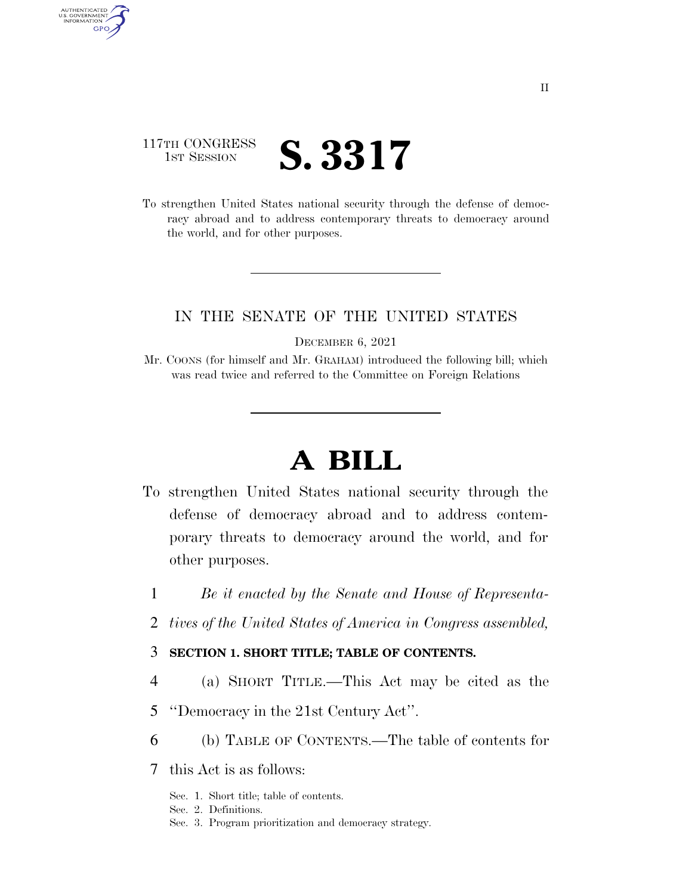117TH CONGRESS
1ST SESSION

# S. 3317

To strengthen United States national security through the defense of democracy abroad and to address contemporary threats to democracy around the world, and for other purposes.

IN THE SENATE OF THE UNITED STATES

DECEMBER 6, 2021

Mr. COONS (for himself and Mr. GRAHAM) introduced the following bill; which was read twice and referred to the Committee on Foreign Relations

# A BILL

To strengthen United States national security through the defense of democracy abroad and to address contemporary threats to democracy around the world, and for other purposes.

1 *Be it enacted by the Senate and House of Representa-*
2 *tives of the United States of America in Congress assembled,*

3 **SECTION 1. SHORT TITLE; TABLE OF CONTENTS.**

4 (a) SHORT TITLE.—This Act may be cited as the
5 "Democracy in the 21st Century Act".

6 (b) TABLE OF CONTENTS.—The table of contents for
7 this Act is as follows:

Sec. 1. Short title; table of contents.
Sec. 2. Definitions.
Sec. 3. Program prioritization and democracy strategy.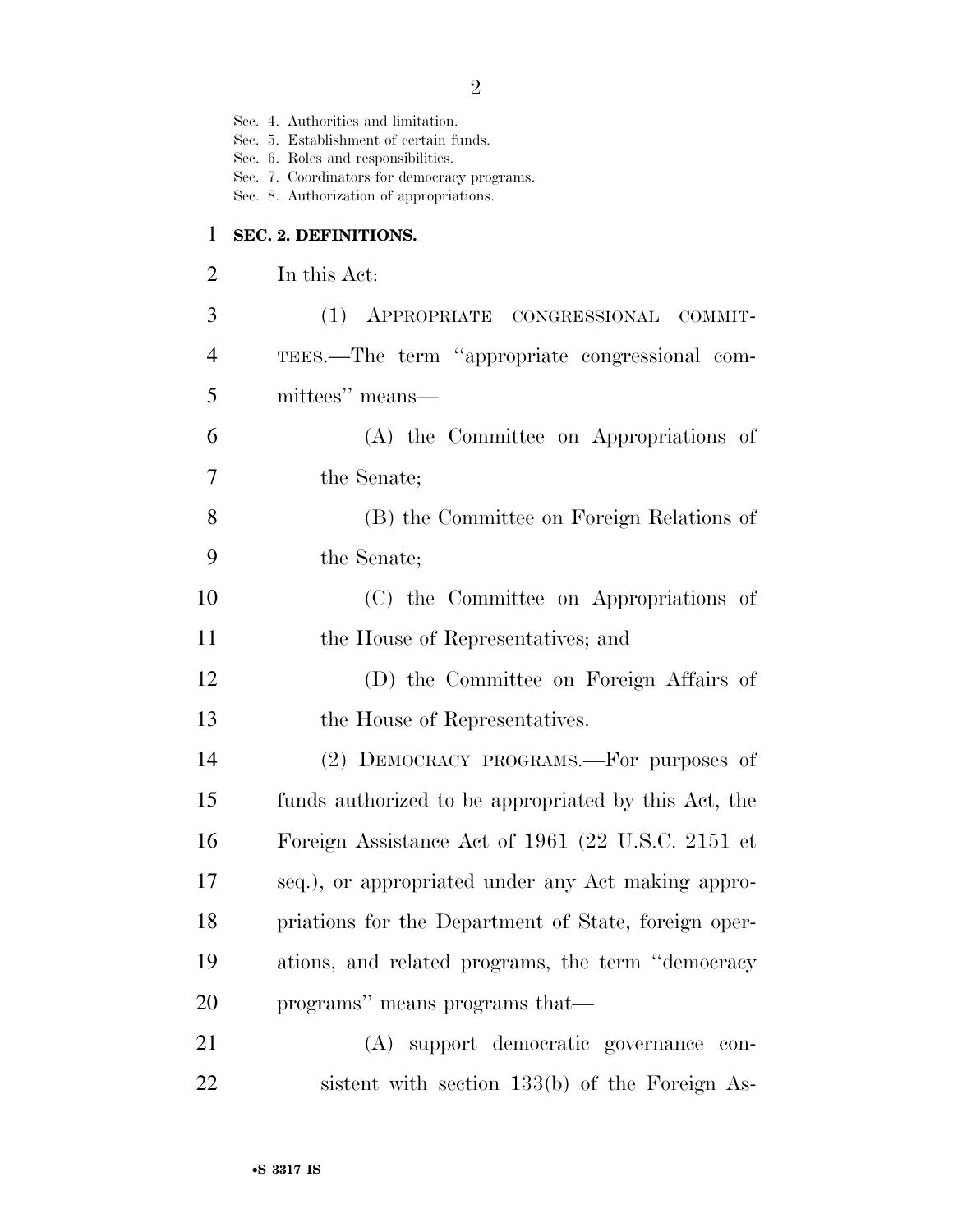Sec. 4. Authorities and limitation.
Sec. 5. Establishment of certain funds.
Sec. 6. Roles and responsibilities.
Sec. 7. Coordinators for democracy programs.
Sec. 8. Authorization of appropriations.

**SEC. 2. DEFINITIONS.**

In this Act:

(1) APPROPRIATE CONGRESSIONAL COMMITTEES.—The term "appropriate congressional committees" means—

(A) the Committee on Appropriations of the Senate;

(B) the Committee on Foreign Relations of the Senate;

(C) the Committee on Appropriations of the House of Representatives; and

(D) the Committee on Foreign Affairs of the House of Representatives.

(2) DEMOCRACY PROGRAMS.—For purposes of funds authorized to be appropriated by this Act, the Foreign Assistance Act of 1961 (22 U.S.C. 2151 et seq.), or appropriated under any Act making appropriations for the Department of State, foreign operations, and related programs, the term "democracy programs" means programs that—

(A) support democratic governance consistent with section 133(b) of the Foreign As-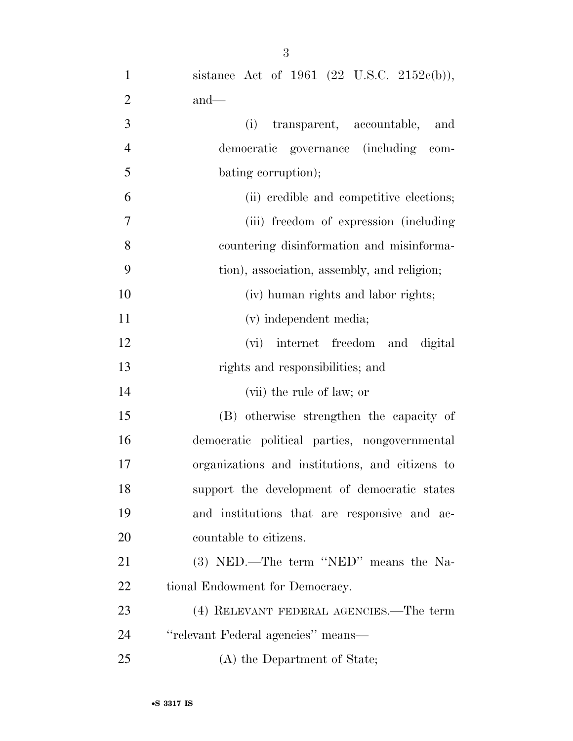sistance Act of 1961 (22 U.S.C. 2152c(b)), and—

(i) transparent, accountable, and democratic governance (including combating corruption);

(ii) credible and competitive elections;

(iii) freedom of expression (including countering disinformation and misinformation), association, assembly, and religion;

(iv) human rights and labor rights;

(v) independent media;

(vi) internet freedom and digital rights and responsibilities; and

(vii) the rule of law; or

(B) otherwise strengthen the capacity of democratic political parties, nongovernmental organizations and institutions, and citizens to support the development of democratic states and institutions that are responsive and accountable to citizens.

(3) NED.—The term ''NED'' means the National Endowment for Democracy.

(4) RELEVANT FEDERAL AGENCIES.—The term ''relevant Federal agencies'' means—

(A) the Department of State;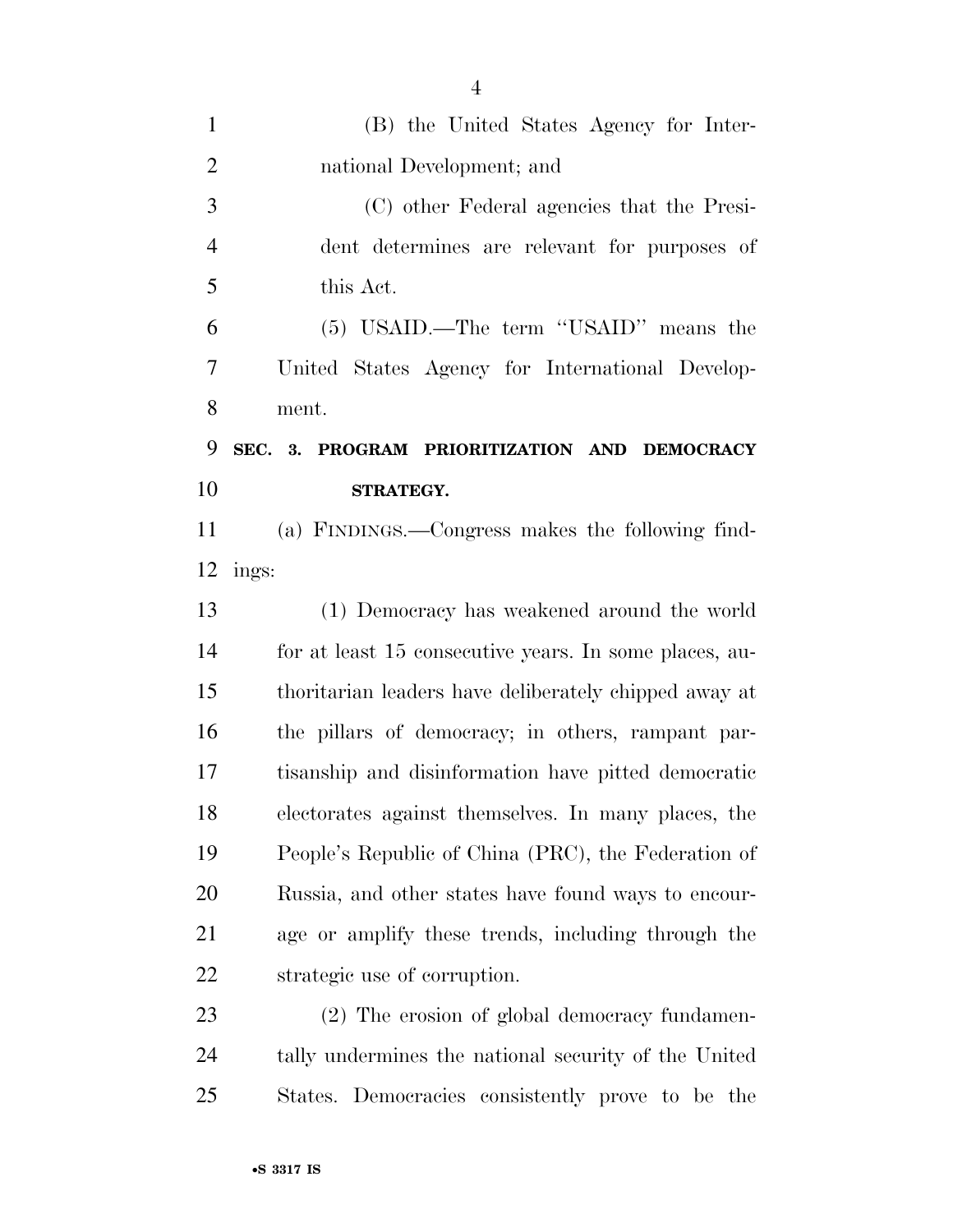(B) the United States Agency for International Development; and

(C) other Federal agencies that the President determines are relevant for purposes of this Act.

(5) USAID.—The term "USAID" means the United States Agency for International Development.

## SEC. 3. PROGRAM PRIORITIZATION AND DEMOCRACY STRATEGY.

(a) FINDINGS.—Congress makes the following findings:

(1) Democracy has weakened around the world for at least 15 consecutive years. In some places, authoritarian leaders have deliberately chipped away at the pillars of democracy; in others, rampant partisanship and disinformation have pitted democratic electorates against themselves. In many places, the People's Republic of China (PRC), the Federation of Russia, and other states have found ways to encourage or amplify these trends, including through the strategic use of corruption.

(2) The erosion of global democracy fundamentally undermines the national security of the United States. Democracies consistently prove to be the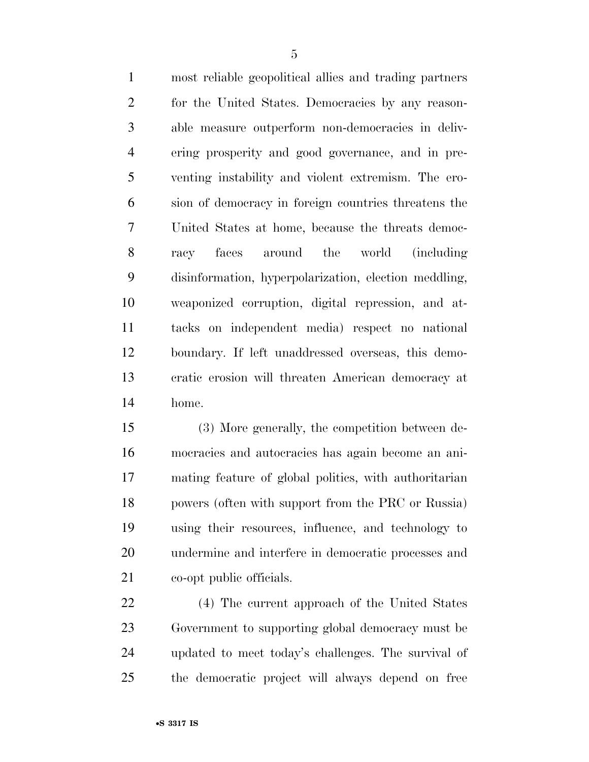most reliable geopolitical allies and trading partners for the United States. Democracies by any reasonable measure outperform non-democracies in delivering prosperity and good governance, and in preventing instability and violent extremism. The erosion of democracy in foreign countries threatens the United States at home, because the threats democracy faces around the world (including disinformation, hyperpolarization, election meddling, weaponized corruption, digital repression, and attacks on independent media) respect no national boundary. If left unaddressed overseas, this democratic erosion will threaten American democracy at home.

(3) More generally, the competition between democracies and autocracies has again become an animating feature of global politics, with authoritarian powers (often with support from the PRC or Russia) using their resources, influence, and technology to undermine and interfere in democratic processes and co-opt public officials.

(4) The current approach of the United States Government to supporting global democracy must be updated to meet today's challenges. The survival of the democratic project will always depend on free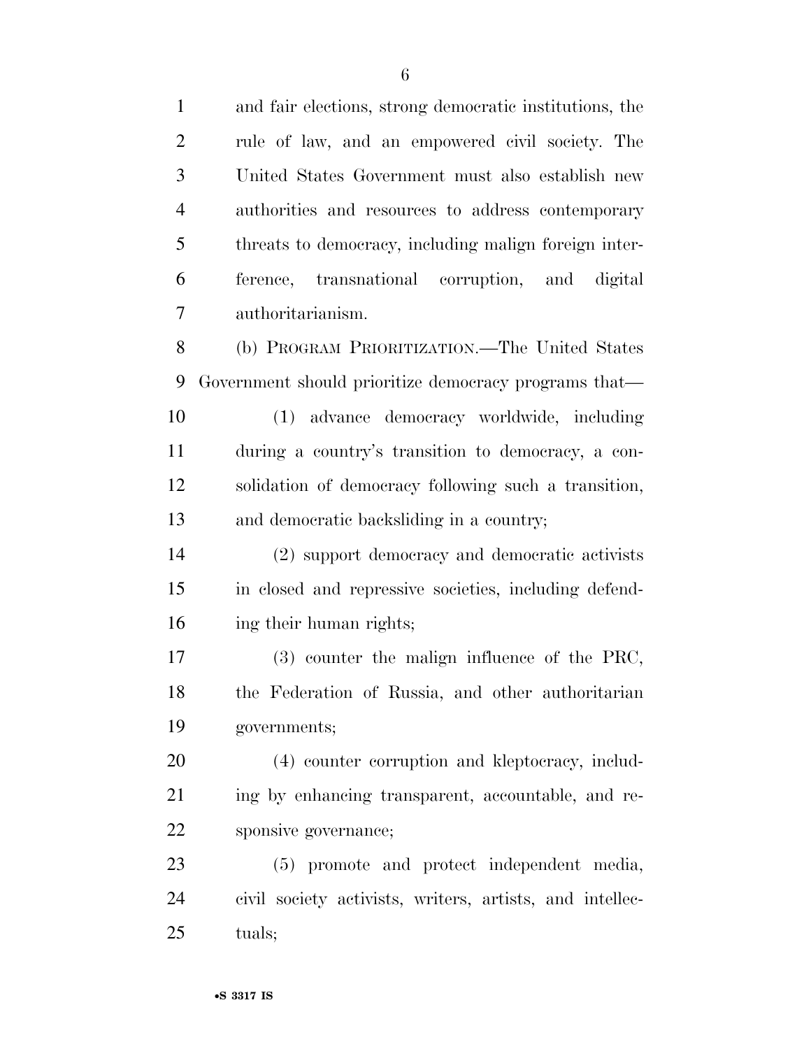and fair elections, strong democratic institutions, the rule of law, and an empowered civil society. The United States Government must also establish new authorities and resources to address contemporary threats to democracy, including malign foreign interference, transnational corruption, and digital authoritarianism.

(b) PROGRAM PRIORITIZATION.—The United States Government should prioritize democracy programs that—

(1) advance democracy worldwide, including during a country's transition to democracy, a consolidation of democracy following such a transition, and democratic backsliding in a country;

(2) support democracy and democratic activists in closed and repressive societies, including defending their human rights;

(3) counter the malign influence of the PRC, the Federation of Russia, and other authoritarian governments;

(4) counter corruption and kleptocracy, including by enhancing transparent, accountable, and responsive governance;

(5) promote and protect independent media, civil society activists, writers, artists, and intellectuals;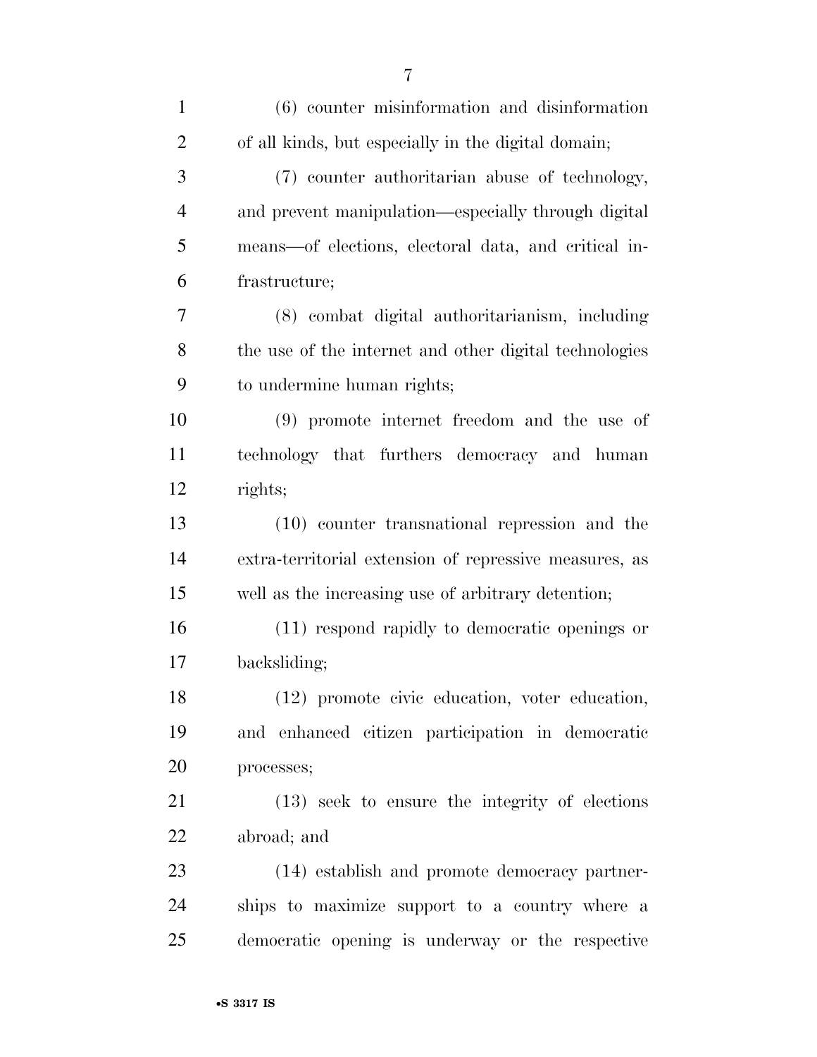(6) counter misinformation and disinformation of all kinds, but especially in the digital domain;

(7) counter authoritarian abuse of technology, and prevent manipulation—especially through digital means—of elections, electoral data, and critical infrastructure;

(8) combat digital authoritarianism, including the use of the internet and other digital technologies to undermine human rights;

(9) promote internet freedom and the use of technology that furthers democracy and human rights;

(10) counter transnational repression and the extra-territorial extension of repressive measures, as well as the increasing use of arbitrary detention;

(11) respond rapidly to democratic openings or backsliding;

(12) promote civic education, voter education, and enhanced citizen participation in democratic processes;

(13) seek to ensure the integrity of elections abroad; and

(14) establish and promote democracy partnerships to maximize support to a country where a democratic opening is underway or the respective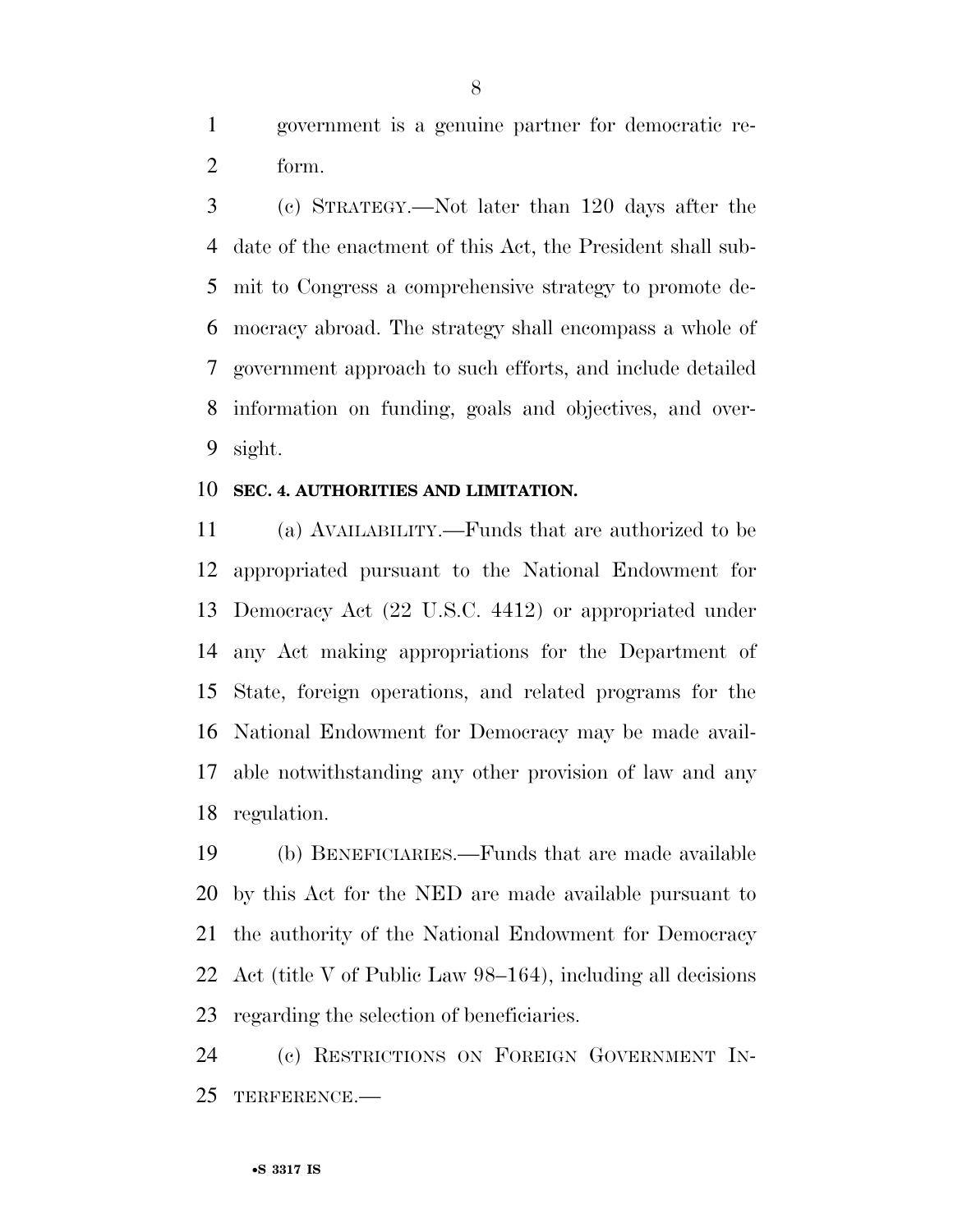government is a genuine partner for democratic reform.

(c) STRATEGY.—Not later than 120 days after the date of the enactment of this Act, the President shall submit to Congress a comprehensive strategy to promote democracy abroad. The strategy shall encompass a whole of government approach to such efforts, and include detailed information on funding, goals and objectives, and oversight.

## SEC. 4. AUTHORITIES AND LIMITATION.

(a) AVAILABILITY.—Funds that are authorized to be appropriated pursuant to the National Endowment for Democracy Act (22 U.S.C. 4412) or appropriated under any Act making appropriations for the Department of State, foreign operations, and related programs for the National Endowment for Democracy may be made available notwithstanding any other provision of law and any regulation.

(b) BENEFICIARIES.—Funds that are made available by this Act for the NED are made available pursuant to the authority of the National Endowment for Democracy Act (title V of Public Law 98–164), including all decisions regarding the selection of beneficiaries.

(c) RESTRICTIONS ON FOREIGN GOVERNMENT INTERFERENCE.—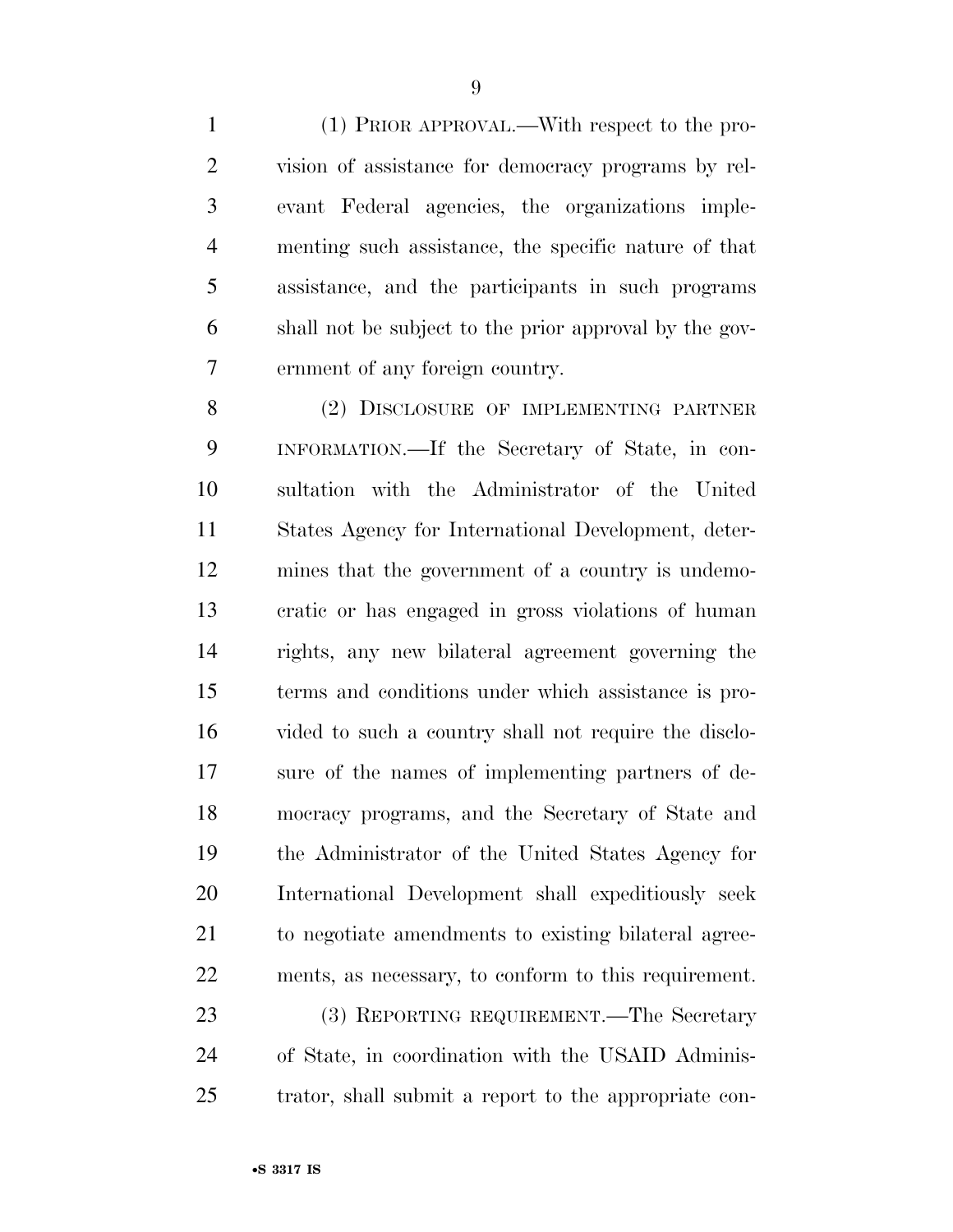(1) PRIOR APPROVAL.—With respect to the provision of assistance for democracy programs by relevant Federal agencies, the organizations implementing such assistance, the specific nature of that assistance, and the participants in such programs shall not be subject to the prior approval by the government of any foreign country.

(2) DISCLOSURE OF IMPLEMENTING PARTNER INFORMATION.—If the Secretary of State, in consultation with the Administrator of the United States Agency for International Development, determines that the government of a country is undemocratic or has engaged in gross violations of human rights, any new bilateral agreement governing the terms and conditions under which assistance is provided to such a country shall not require the disclosure of the names of implementing partners of democracy programs, and the Secretary of State and the Administrator of the United States Agency for International Development shall expeditiously seek to negotiate amendments to existing bilateral agreements, as necessary, to conform to this requirement.

(3) REPORTING REQUIREMENT.—The Secretary of State, in coordination with the USAID Administrator, shall submit a report to the appropriate con-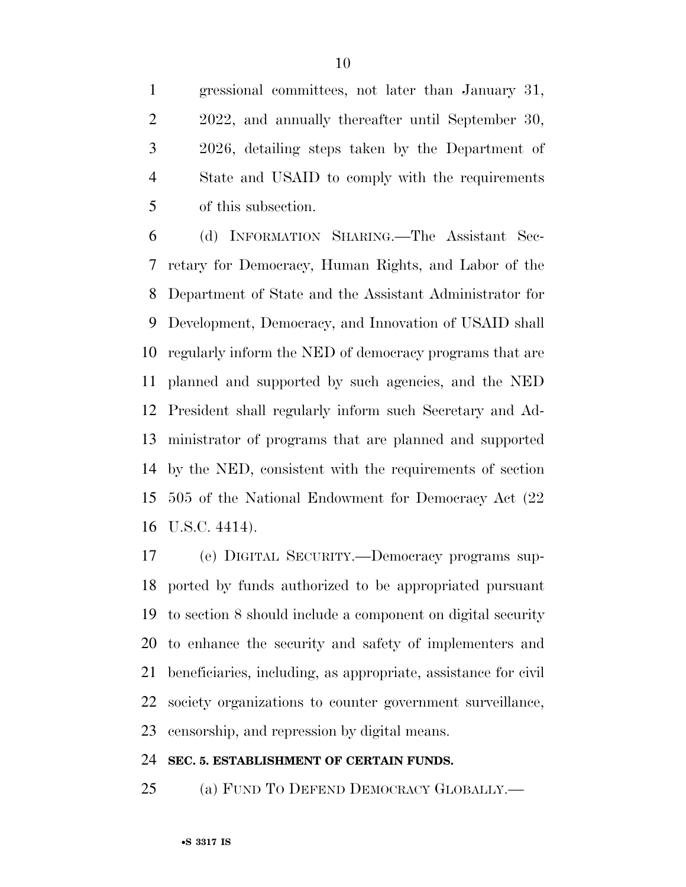gressional committees, not later than January 31, 2022, and annually thereafter until September 30, 2026, detailing steps taken by the Department of State and USAID to comply with the requirements of this subsection.

(d) INFORMATION SHARING.—The Assistant Secretary for Democracy, Human Rights, and Labor of the Department of State and the Assistant Administrator for Development, Democracy, and Innovation of USAID shall regularly inform the NED of democracy programs that are planned and supported by such agencies, and the NED President shall regularly inform such Secretary and Administrator of programs that are planned and supported by the NED, consistent with the requirements of section 505 of the National Endowment for Democracy Act (22 U.S.C. 4414).

(e) DIGITAL SECURITY.—Democracy programs supported by funds authorized to be appropriated pursuant to section 8 should include a component on digital security to enhance the security and safety of implementers and beneficiaries, including, as appropriate, assistance for civil society organizations to counter government surveillance, censorship, and repression by digital means.

**SEC. 5. ESTABLISHMENT OF CERTAIN FUNDS.**

(a) FUND TO DEFEND DEMOCRACY GLOBALLY.—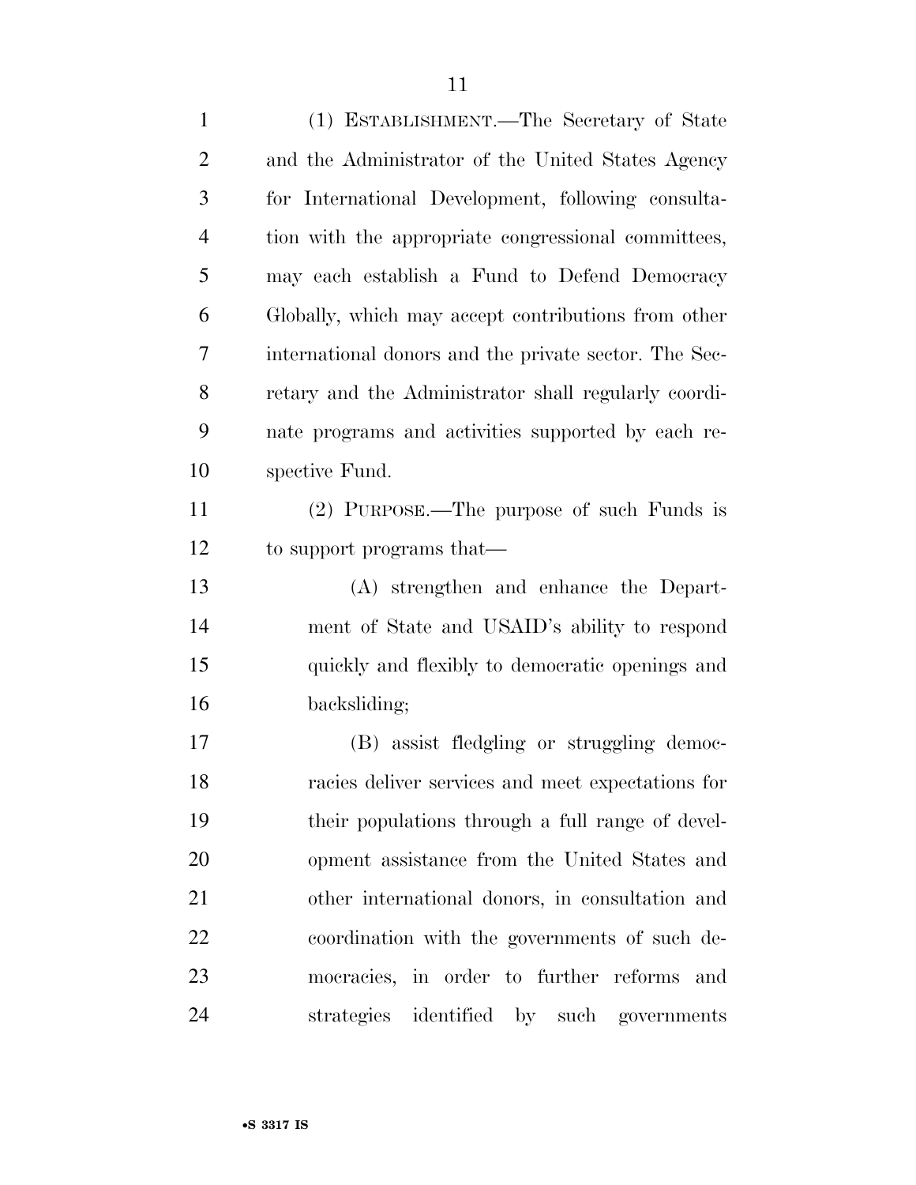(1) ESTABLISHMENT.—The Secretary of State and the Administrator of the United States Agency for International Development, following consultation with the appropriate congressional committees, may each establish a Fund to Defend Democracy Globally, which may accept contributions from other international donors and the private sector. The Secretary and the Administrator shall regularly coordinate programs and activities supported by each respective Fund.

(2) PURPOSE.—The purpose of such Funds is to support programs that—

(A) strengthen and enhance the Department of State and USAID's ability to respond quickly and flexibly to democratic openings and backsliding;

(B) assist fledgling or struggling democracies deliver services and meet expectations for their populations through a full range of development assistance from the United States and other international donors, in consultation and coordination with the governments of such democracies, in order to further reforms and strategies identified by such governments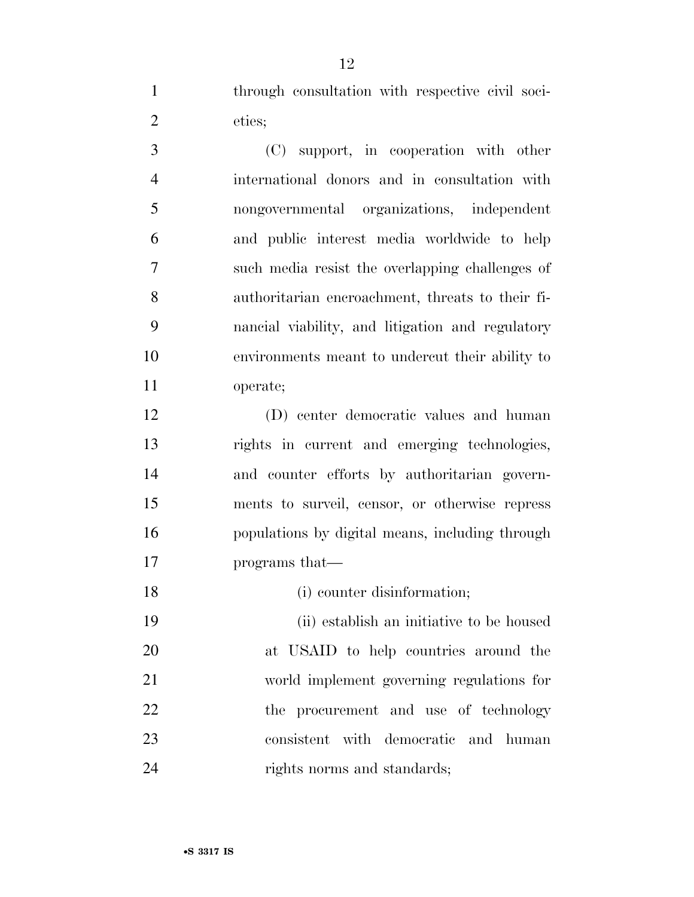through consultation with respective civil societies;

(C) support, in cooperation with other international donors and in consultation with nongovernmental organizations, independent and public interest media worldwide to help such media resist the overlapping challenges of authoritarian encroachment, threats to their financial viability, and litigation and regulatory environments meant to undercut their ability to operate;

(D) center democratic values and human rights in current and emerging technologies, and counter efforts by authoritarian governments to surveil, censor, or otherwise repress populations by digital means, including through programs that—

(i) counter disinformation;

(ii) establish an initiative to be housed at USAID to help countries around the world implement governing regulations for the procurement and use of technology consistent with democratic and human rights norms and standards;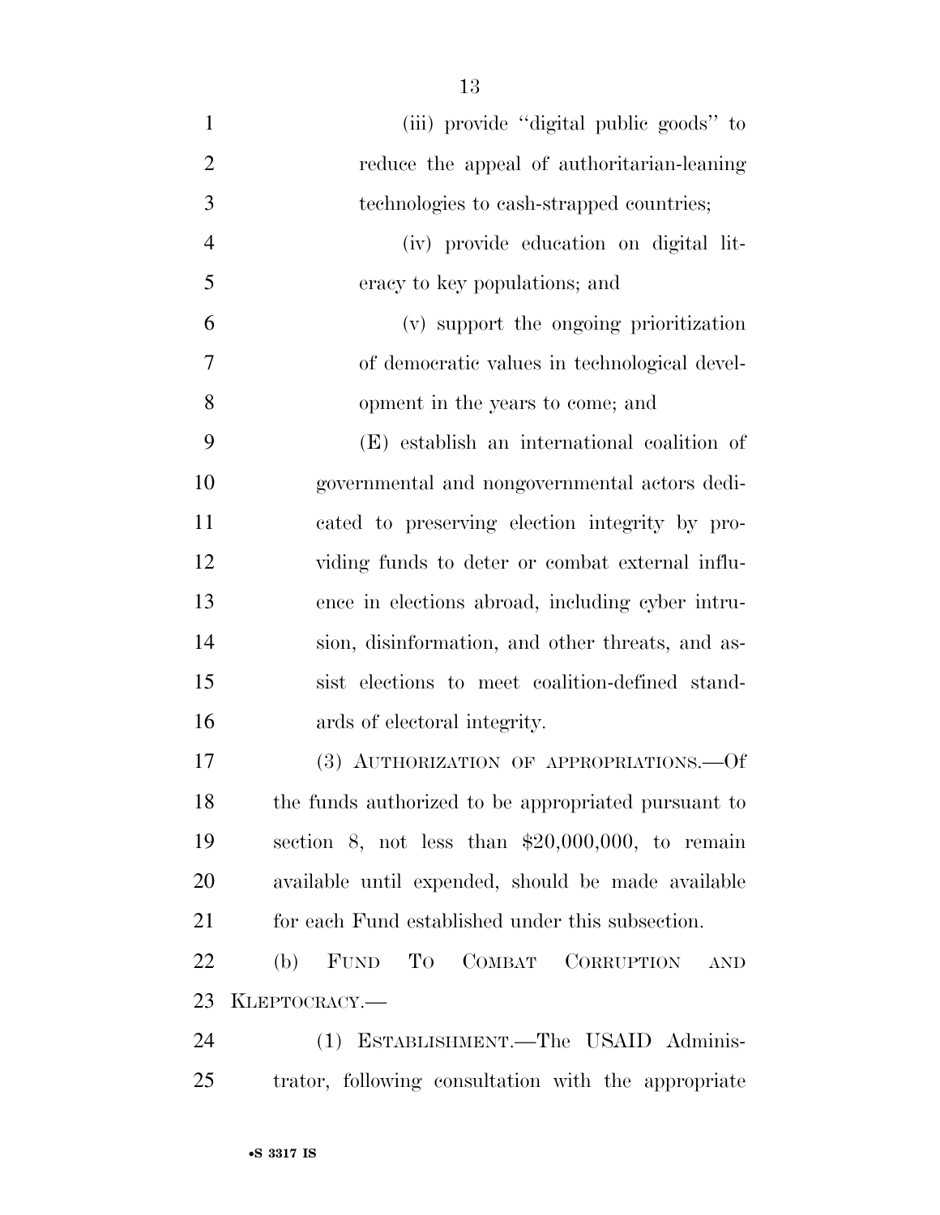(iii) provide "digital public goods" to reduce the appeal of authoritarian-leaning technologies to cash-strapped countries;

(iv) provide education on digital literacy to key populations; and

(v) support the ongoing prioritization of democratic values in technological development in the years to come; and

(E) establish an international coalition of governmental and nongovernmental actors dedicated to preserving election integrity by providing funds to deter or combat external influence in elections abroad, including cyber intrusion, disinformation, and other threats, and assist elections to meet coalition-defined standards of electoral integrity.

(3) AUTHORIZATION OF APPROPRIATIONS.—Of the funds authorized to be appropriated pursuant to section 8, not less than $20,000,000, to remain available until expended, should be made available for each Fund established under this subsection.

(b) FUND TO COMBAT CORRUPTION AND KLEPTOCRACY.—

(1) ESTABLISHMENT.—The USAID Administrator, following consultation with the appropriate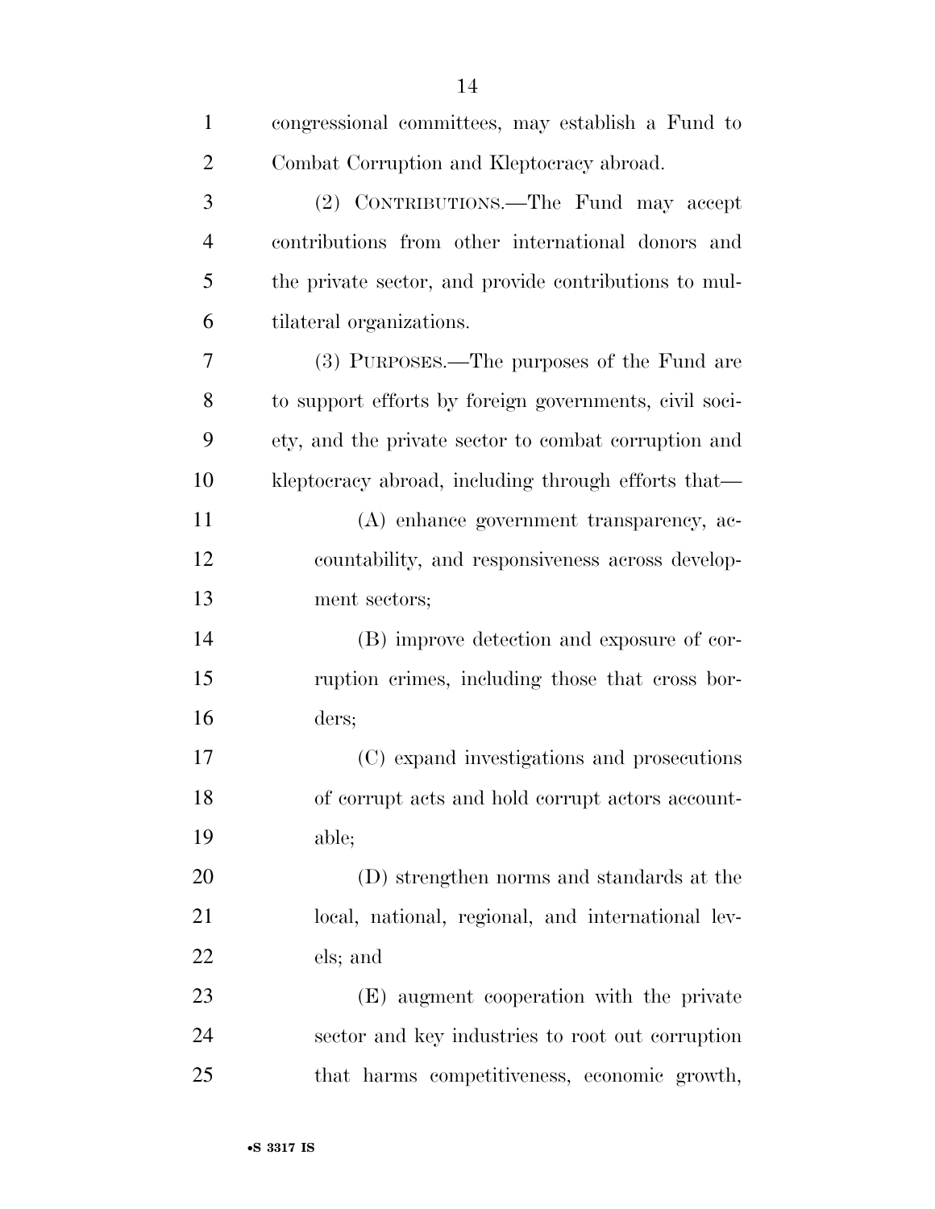congressional committees, may establish a Fund to Combat Corruption and Kleptocracy abroad.

(2) CONTRIBUTIONS.—The Fund may accept contributions from other international donors and the private sector, and provide contributions to multilateral organizations.

(3) PURPOSES.—The purposes of the Fund are to support efforts by foreign governments, civil society, and the private sector to combat corruption and kleptocracy abroad, including through efforts that—

(A) enhance government transparency, accountability, and responsiveness across development sectors;

(B) improve detection and exposure of corruption crimes, including those that cross borders;

(C) expand investigations and prosecutions of corrupt acts and hold corrupt actors accountable;

(D) strengthen norms and standards at the local, national, regional, and international levels; and

(E) augment cooperation with the private sector and key industries to root out corruption that harms competitiveness, economic growth,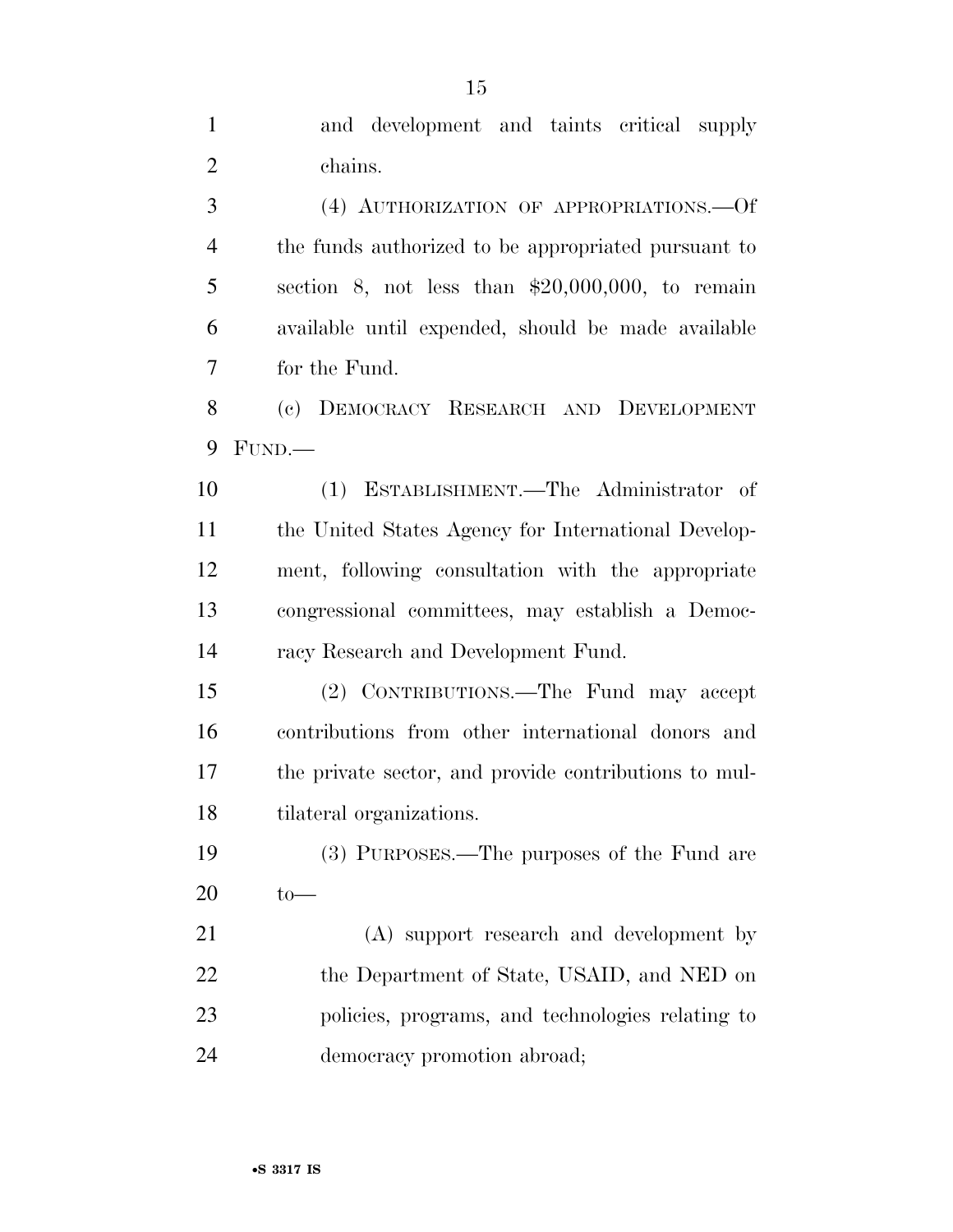and development and taints critical supply chains.

(4) AUTHORIZATION OF APPROPRIATIONS.—Of the funds authorized to be appropriated pursuant to section 8, not less than $20,000,000, to remain available until expended, should be made available for the Fund.

(c) DEMOCRACY RESEARCH AND DEVELOPMENT FUND.—

(1) ESTABLISHMENT.—The Administrator of the United States Agency for International Development, following consultation with the appropriate congressional committees, may establish a Democracy Research and Development Fund.

(2) CONTRIBUTIONS.—The Fund may accept contributions from other international donors and the private sector, and provide contributions to multilateral organizations.

(3) PURPOSES.—The purposes of the Fund are to—

(A) support research and development by the Department of State, USAID, and NED on policies, programs, and technologies relating to democracy promotion abroad;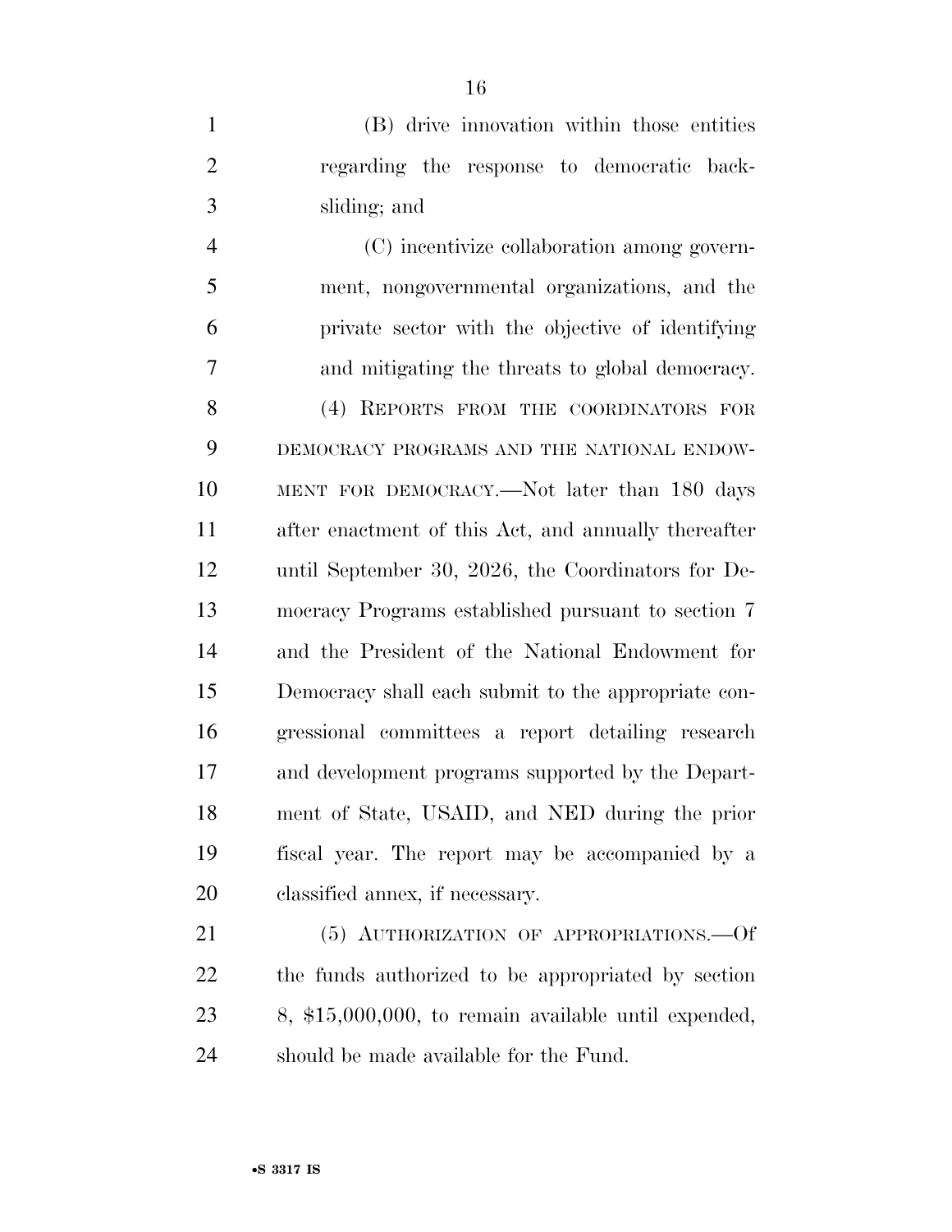(B) drive innovation within those entities regarding the response to democratic backsliding; and

(C) incentivize collaboration among government, nongovernmental organizations, and the private sector with the objective of identifying and mitigating the threats to global democracy.

(4) REPORTS FROM THE COORDINATORS FOR DEMOCRACY PROGRAMS AND THE NATIONAL ENDOWMENT FOR DEMOCRACY.—Not later than 180 days after enactment of this Act, and annually thereafter until September 30, 2026, the Coordinators for Democracy Programs established pursuant to section 7 and the President of the National Endowment for Democracy shall each submit to the appropriate congressional committees a report detailing research and development programs supported by the Department of State, USAID, and NED during the prior fiscal year. The report may be accompanied by a classified annex, if necessary.

(5) AUTHORIZATION OF APPROPRIATIONS.—Of the funds authorized to be appropriated by section 8, $15,000,000, to remain available until expended, should be made available for the Fund.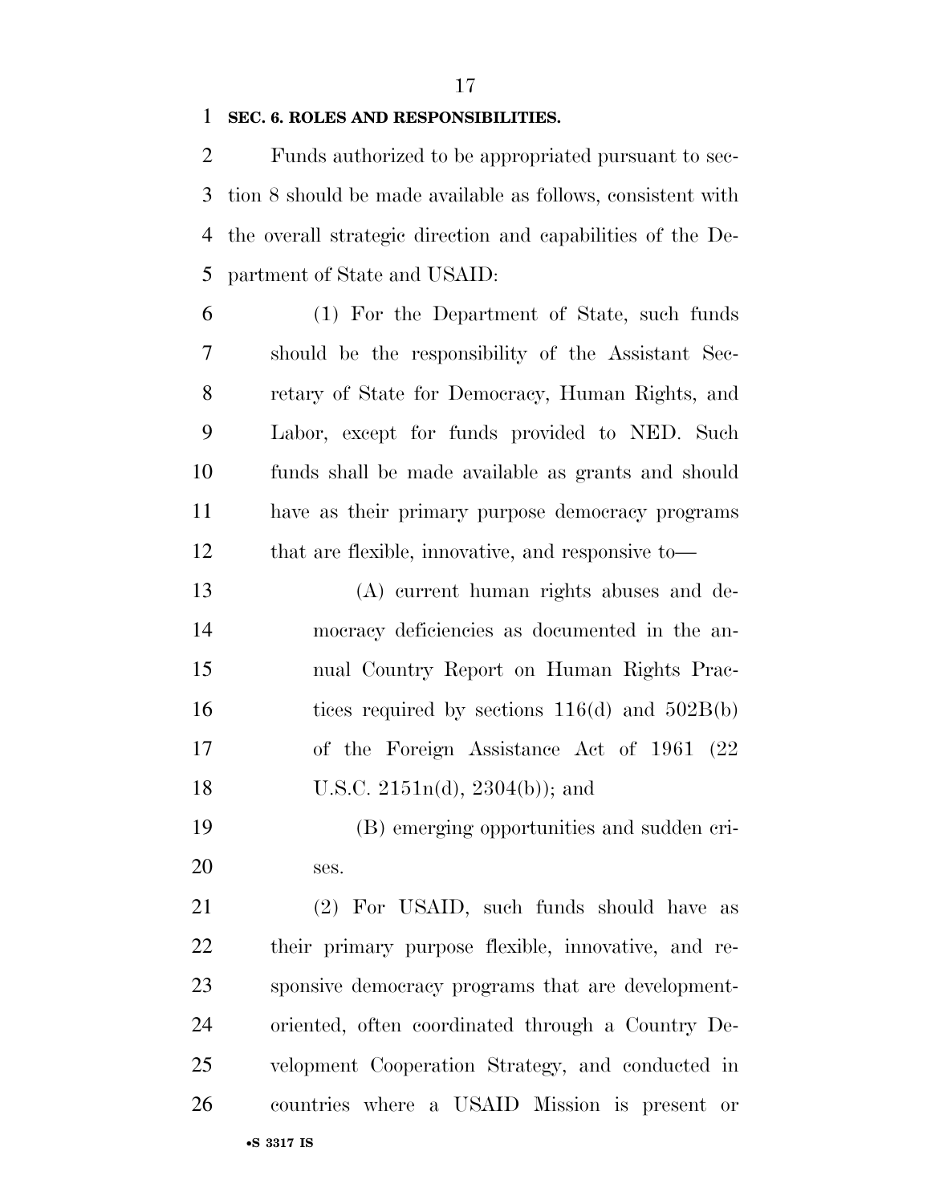**SEC. 6. ROLES AND RESPONSIBILITIES.**

Funds authorized to be appropriated pursuant to section 8 should be made available as follows, consistent with the overall strategic direction and capabilities of the Department of State and USAID:

(1) For the Department of State, such funds should be the responsibility of the Assistant Secretary of State for Democracy, Human Rights, and Labor, except for funds provided to NED. Such funds shall be made available as grants and should have as their primary purpose democracy programs that are flexible, innovative, and responsive to—

(A) current human rights abuses and democracy deficiencies as documented in the annual Country Report on Human Rights Practices required by sections 116(d) and 502B(b) of the Foreign Assistance Act of 1961 (22 U.S.C. 2151n(d), 2304(b)); and

(B) emerging opportunities and sudden crises.

(2) For USAID, such funds should have as their primary purpose flexible, innovative, and responsive democracy programs that are development-oriented, often coordinated through a Country Development Cooperation Strategy, and conducted in countries where a USAID Mission is present or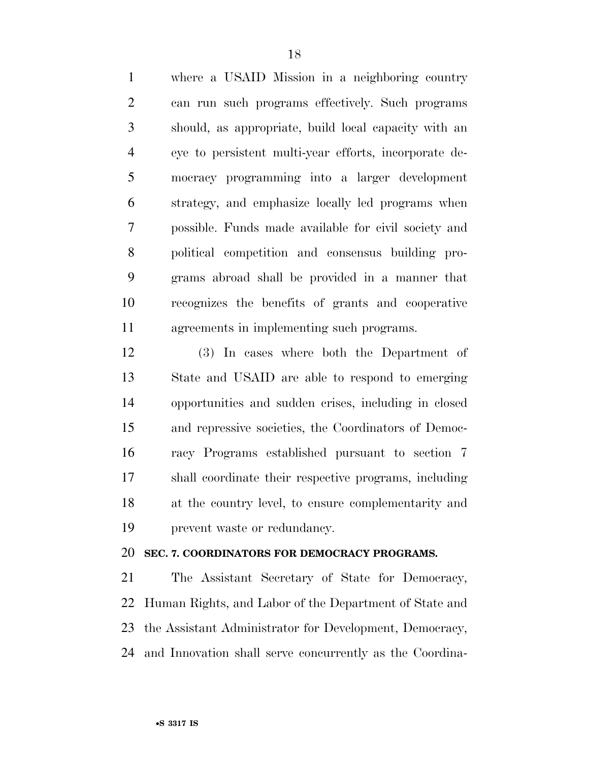where a USAID Mission in a neighboring country can run such programs effectively. Such programs should, as appropriate, build local capacity with an eye to persistent multi-year efforts, incorporate democracy programming into a larger development strategy, and emphasize locally led programs when possible. Funds made available for civil society and political competition and consensus building programs abroad shall be provided in a manner that recognizes the benefits of grants and cooperative agreements in implementing such programs.

(3) In cases where both the Department of State and USAID are able to respond to emerging opportunities and sudden crises, including in closed and repressive societies, the Coordinators of Democracy Programs established pursuant to section 7 shall coordinate their respective programs, including at the country level, to ensure complementarity and prevent waste or redundancy.

**SEC. 7. COORDINATORS FOR DEMOCRACY PROGRAMS.**

The Assistant Secretary of State for Democracy, Human Rights, and Labor of the Department of State and the Assistant Administrator for Development, Democracy, and Innovation shall serve concurrently as the Coordina-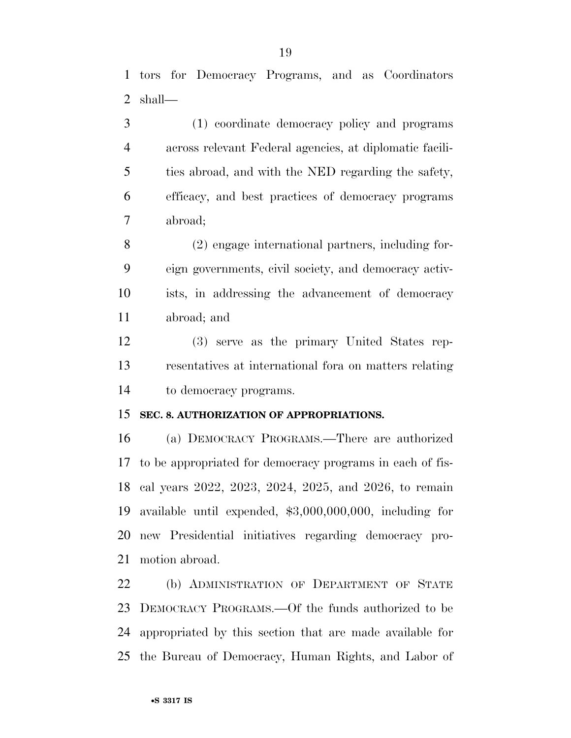tors for Democracy Programs, and as Coordinators shall—

(1) coordinate democracy policy and programs across relevant Federal agencies, at diplomatic facilities abroad, and with the NED regarding the safety, efficacy, and best practices of democracy programs abroad;

(2) engage international partners, including foreign governments, civil society, and democracy activists, in addressing the advancement of democracy abroad; and

(3) serve as the primary United States representatives at international fora on matters relating to democracy programs.

**SEC. 8. AUTHORIZATION OF APPROPRIATIONS.**

(a) DEMOCRACY PROGRAMS.—There are authorized to be appropriated for democracy programs in each of fiscal years 2022, 2023, 2024, 2025, and 2026, to remain available until expended, $3,000,000,000, including for new Presidential initiatives regarding democracy promotion abroad.

(b) ADMINISTRATION OF DEPARTMENT OF STATE DEMOCRACY PROGRAMS.—Of the funds authorized to be appropriated by this section that are made available for the Bureau of Democracy, Human Rights, and Labor of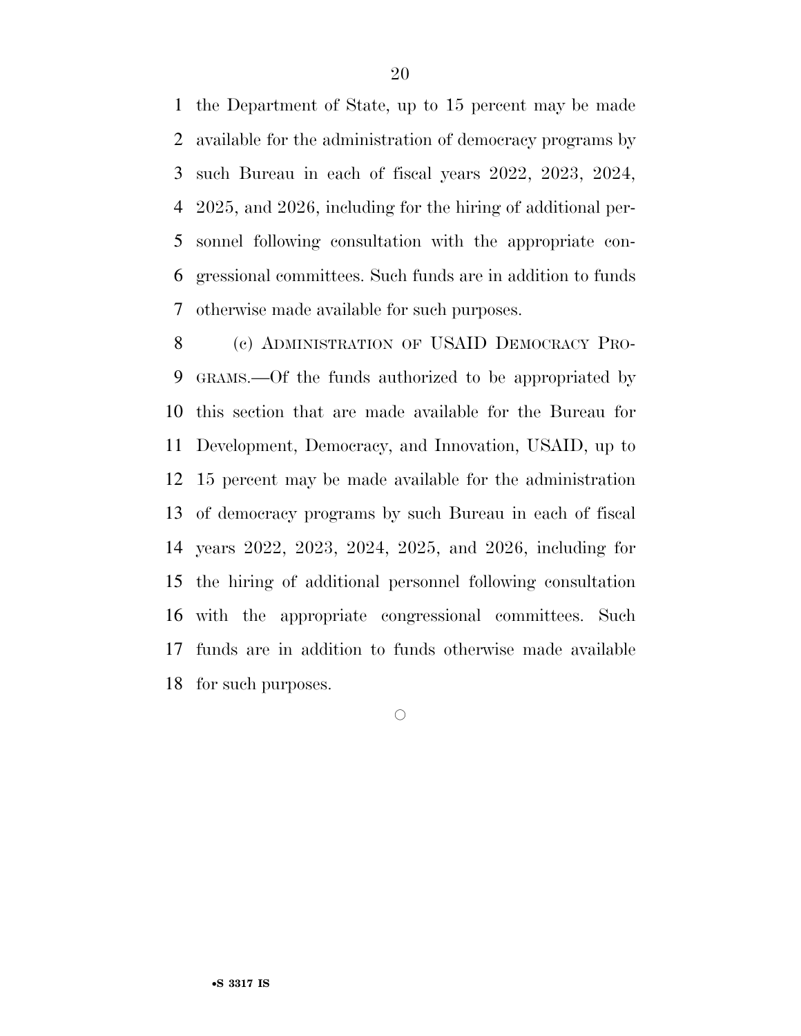the Department of State, up to 15 percent may be made available for the administration of democracy programs by such Bureau in each of fiscal years 2022, 2023, 2024, 2025, and 2026, including for the hiring of additional personnel following consultation with the appropriate congressional committees. Such funds are in addition to funds otherwise made available for such purposes.

(c) ADMINISTRATION OF USAID DEMOCRACY PROGRAMS.—Of the funds authorized to be appropriated by this section that are made available for the Bureau for Development, Democracy, and Innovation, USAID, up to 15 percent may be made available for the administration of democracy programs by such Bureau in each of fiscal years 2022, 2023, 2024, 2025, and 2026, including for the hiring of additional personnel following consultation with the appropriate congressional committees. Such funds are in addition to funds otherwise made available for such purposes.

○